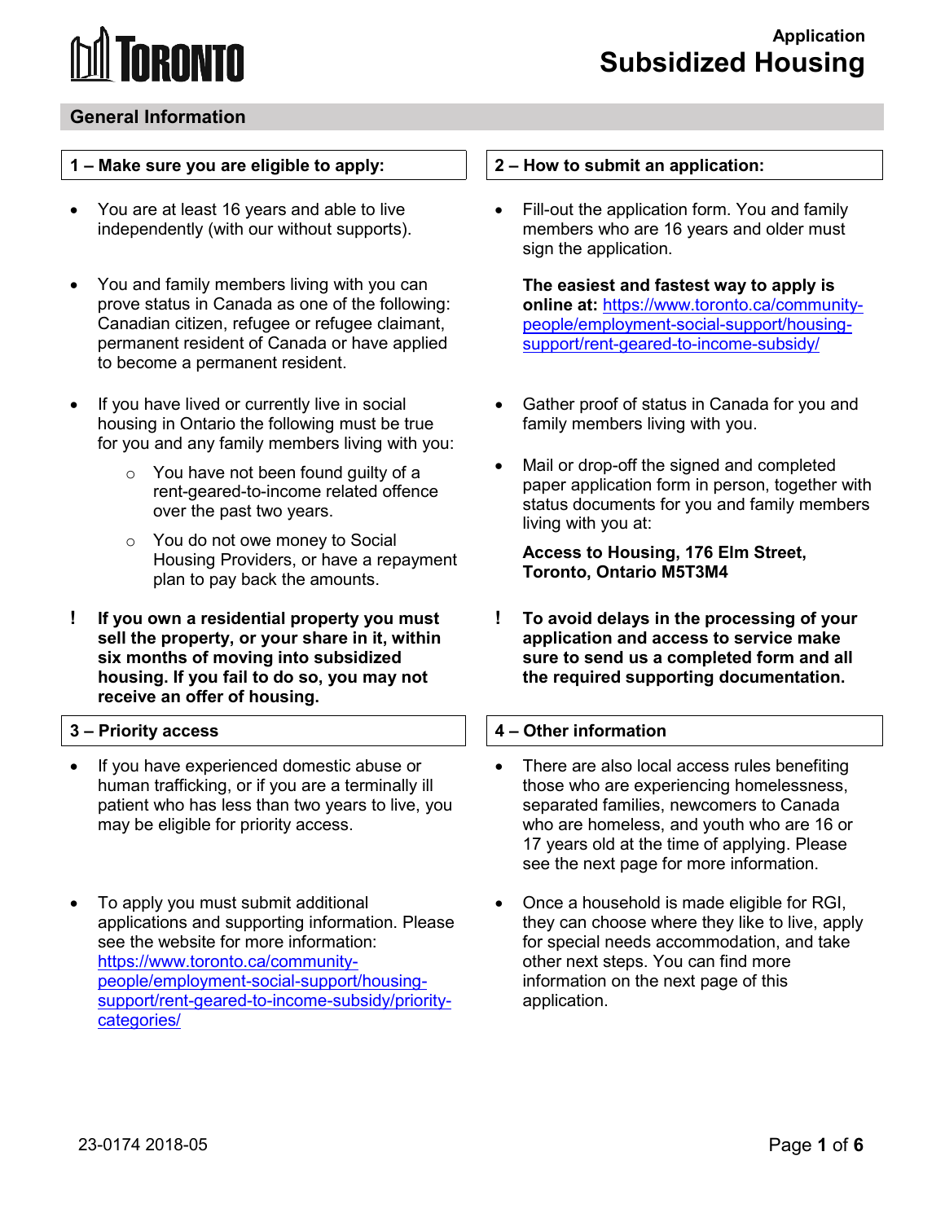# Application Subsidized Housing

TORONTO

## General Information

### 1 – Make sure you are eligible to apply:

- You are at least 16 years and able to live independently (with our without supports).
- You and family members living with you can prove status in Canada as one of the following: Canadian citizen, refugee or refugee claimant, permanent resident of Canada or have applied to become a permanent resident.
- If you have lived or currently live in social housing in Ontario the following must be true for you and any family members living with you:
  - You have not been found guilty of a rent-geared-to-income related offence over the past two years.
  - You do not owe money to Social Housing Providers, or have a repayment plan to pay back the amounts.

! **If you own a residential property you must sell the property, or your share in it, within six months of moving into subsidized housing. If you fail to do so, you may not receive an offer of housing.**

### 2 – How to submit an application:

- Fill-out the application form. You and family members who are 16 years and older must sign the application.

  **The easiest and fastest way to apply is online at:** https://www.toronto.ca/community-people/employment-social-support/housing-support/rent-geared-to-income-subsidy/

- Gather proof of status in Canada for you and family members living with you.
- Mail or drop-off the signed and completed paper application form in person, together with status documents for you and family members living with you at:

  **Access to Housing, 176 Elm Street, Toronto, Ontario M5T3M4**

! **To avoid delays in the processing of your application and access to service make sure to send us a completed form and all the required supporting documentation.**

### 3 – Priority access

- If you have experienced domestic abuse or human trafficking, or if you are a terminally ill patient who has less than two years to live, you may be eligible for priority access.
- To apply you must submit additional applications and supporting information. Please see the website for more information: https://www.toronto.ca/community-people/employment-social-support/housing-support/rent-geared-to-income-subsidy/priority-categories/

### 4 – Other information

- There are also local access rules benefiting those who are experiencing homelessness, separated families, newcomers to Canada who are homeless, and youth who are 16 or 17 years old at the time of applying. Please see the next page for more information.
- Once a household is made eligible for RGI, they can choose where they like to live, apply for special needs accommodation, and take other next steps. You can find more information on the next page of this application.

23-0174 2018-05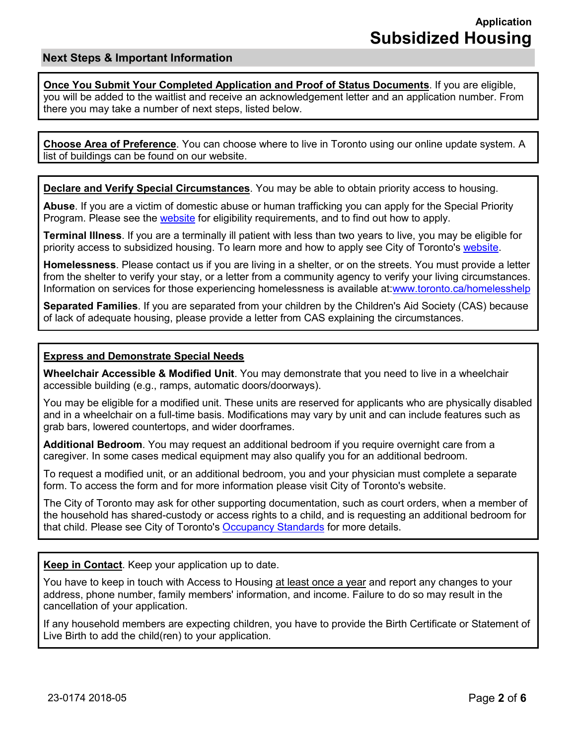## Next Steps & Important Information

**Once You Submit Your Completed Application and Proof of Status Documents**. If you are eligible, you will be added to the waitlist and receive an acknowledgement letter and an application number. From there you may take a number of next steps, listed below.

**Choose Area of Preference**. You can choose where to live in Toronto using our online update system. A list of buildings can be found on our website.

**Declare and Verify Special Circumstances**. You may be able to obtain priority access to housing.

**Abuse**. If you are a victim of domestic abuse or human trafficking you can apply for the Special Priority Program. Please see the website for eligibility requirements, and to find out how to apply.

**Terminal Illness**. If you are a terminally ill patient with less than two years to live, you may be eligible for priority access to subsidized housing. To learn more and how to apply see City of Toronto's website.

**Homelessness**. Please contact us if you are living in a shelter, or on the streets. You must provide a letter from the shelter to verify your stay, or a letter from a community agency to verify your living circumstances. Information on services for those experiencing homelessness is available at:www.toronto.ca/homelesshelp

**Separated Families**. If you are separated from your children by the Children's Aid Society (CAS) because of lack of adequate housing, please provide a letter from CAS explaining the circumstances.

**Express and Demonstrate Special Needs**

**Wheelchair Accessible & Modified Unit**. You may demonstrate that you need to live in a wheelchair accessible building (e.g., ramps, automatic doors/doorways).

You may be eligible for a modified unit. These units are reserved for applicants who are physically disabled and in a wheelchair on a full-time basis. Modifications may vary by unit and can include features such as grab bars, lowered countertops, and wider doorframes.

**Additional Bedroom**. You may request an additional bedroom if you require overnight care from a caregiver. In some cases medical equipment may also qualify you for an additional bedroom.

To request a modified unit, or an additional bedroom, you and your physician must complete a separate form. To access the form and for more information please visit City of Toronto's website.

The City of Toronto may ask for other supporting documentation, such as court orders, when a member of the household has shared-custody or access rights to a child, and is requesting an additional bedroom for that child. Please see City of Toronto's Occupancy Standards for more details.

**Keep in Contact**. Keep your application up to date.

You have to keep in touch with Access to Housing at least once a year and report any changes to your address, phone number, family members' information, and income. Failure to do so may result in the cancellation of your application.

If any household members are expecting children, you have to provide the Birth Certificate or Statement of Live Birth to add the child(ren) to your application.

23-0174 2018-05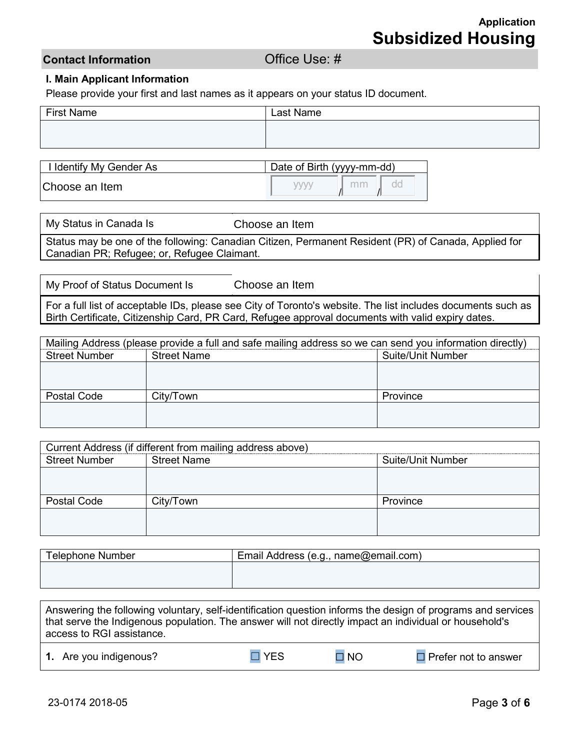Application

# Subsidized Housing

## Contact Information

Office Use: #

### I. Main Applicant Information

Please provide your first and last names as it appears on your status ID document.

| First Name | Last Name |
|---|---|
| | |

| I Identify My Gender As | Date of Birth (yyyy-mm-dd) |
|---|---|
| Choose an Item | yyyy / mm / dd |

| My Status in Canada Is | Choose an Item |
|---|---|
| Status may be one of the following: Canadian Citizen, Permanent Resident (PR) of Canada, Applied for Canadian PR; Refugee; or, Refugee Claimant. | |

| My Proof of Status Document Is | Choose an Item |
|---|---|
| For a full list of acceptable IDs, please see City of Toronto's website. The list includes documents such as Birth Certificate, Citizenship Card, PR Card, Refugee approval documents with valid expiry dates. | |

| Mailing Address (please provide a full and safe mailing address so we can send you information directly) | | |
|---|---|---|
| Street Number | Street Name | Suite/Unit Number |
| | | |
| Postal Code | City/Town | Province |
| | | |

| Current Address (if different from mailing address above) | | |
|---|---|---|
| Street Number | Street Name | Suite/Unit Number |
| | | |
| Postal Code | City/Town | Province |
| | | |

| Telephone Number | Email Address (e.g., name@email.com) |
|---|---|
| | |

Answering the following voluntary, self-identification question informs the design of programs and services that serve the Indigenous population. The answer will not directly impact an individual or household's access to RGI assistance.

1. Are you indigenous? ☐ YES ☐ NO ☐ Prefer not to answer

23-0174 2018-05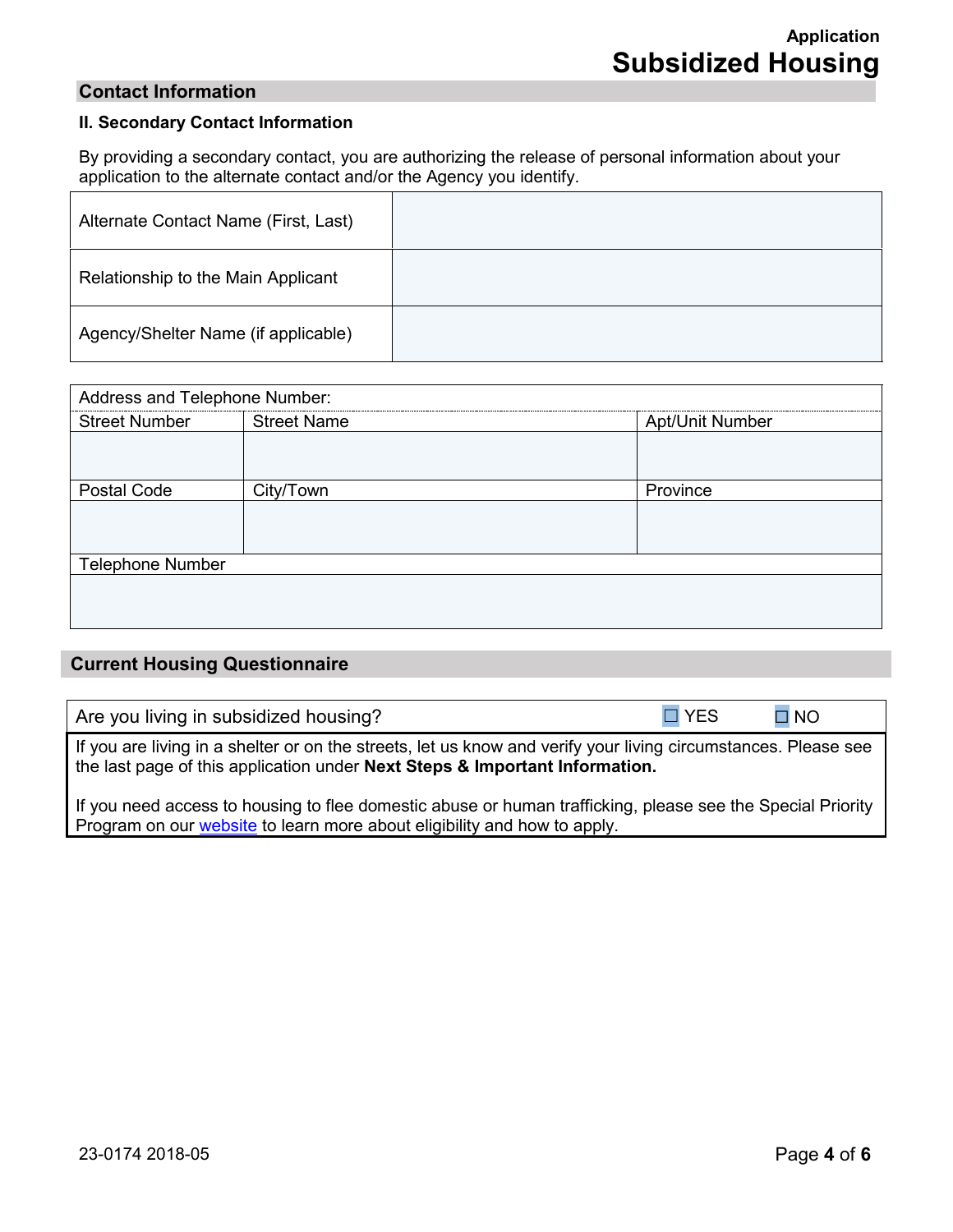## Contact Information

### II. Secondary Contact Information

By providing a secondary contact, you are authorizing the release of personal information about your application to the alternate contact and/or the Agency you identify.

| | |
|---|---|
| Alternate Contact Name (First, Last) | |
| Relationship to the Main Applicant | |
| Agency/Shelter Name (if applicable) | |

| Address and Telephone Number: | | |
|---|---|---|
| Street Number | Street Name | Apt/Unit Number |
| | | |
| Postal Code | City/Town | Province |
| | | |
| Telephone Number | | |
| | | |

## Current Housing Questionnaire

Are you living in subsidized housing? ☐ YES ☐ NO

If you are living in a shelter or on the streets, let us know and verify your living circumstances. Please see the last page of this application under **Next Steps & Important Information.**

If you need access to housing to flee domestic abuse or human trafficking, please see the Special Priority Program on our website to learn more about eligibility and how to apply.

23-0174 2018-05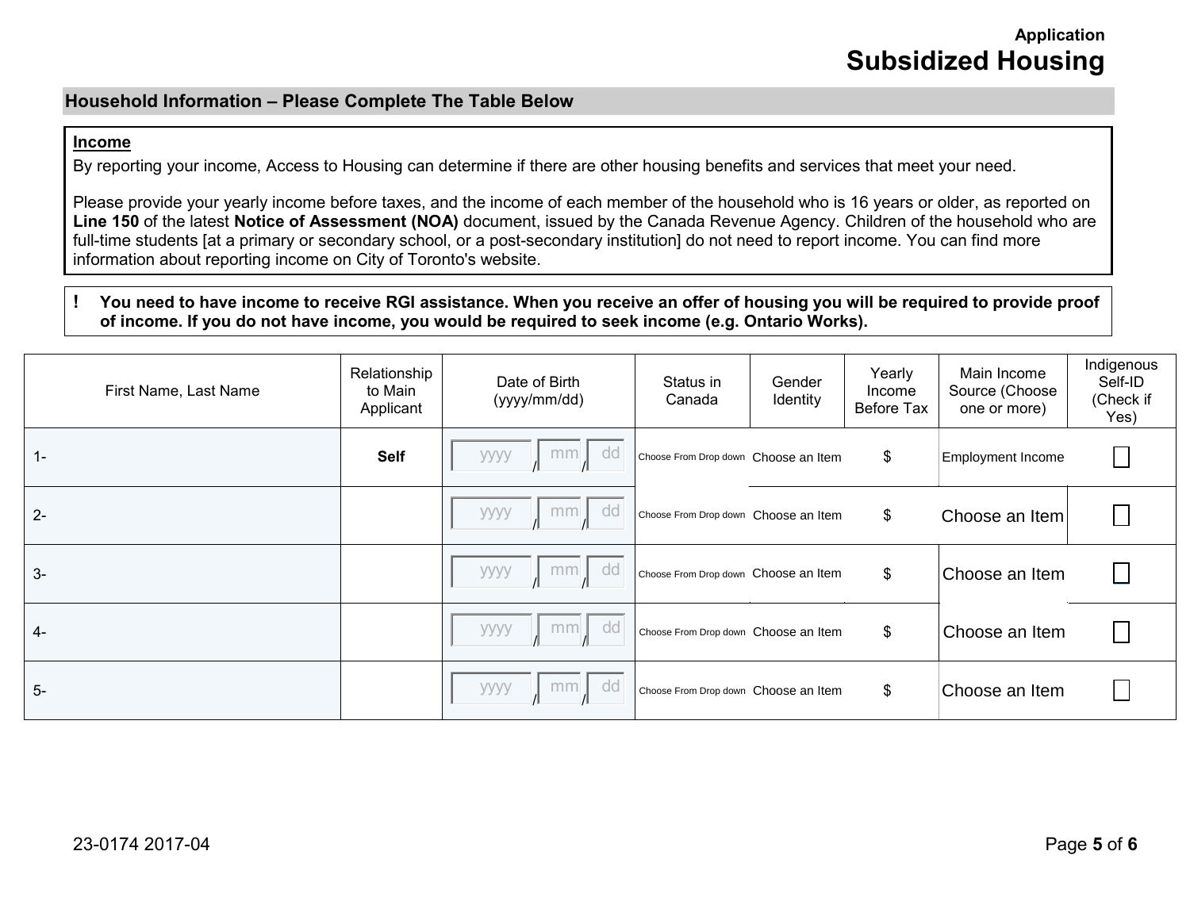**Application**

# Subsidized Housing

## Household Information – Please Complete The Table Below

**Income**

By reporting your income, Access to Housing can determine if there are other housing benefits and services that meet your need.

Please provide your yearly income before taxes, and the income of each member of the household who is 16 years or older, as reported on **Line 150** of the latest **Notice of Assessment (NOA)** document, issued by the Canada Revenue Agency. Children of the household who are full-time students [at a primary or secondary school, or a post-secondary institution] do not need to report income. You can find more information about reporting income on City of Toronto's website.

**! You need to have income to receive RGI assistance. When you receive an offer of housing you will be required to provide proof of income. If you do not have income, you would be required to seek income (e.g. Ontario Works).**

| First Name, Last Name | Relationship to Main Applicant | Date of Birth (yyyy/mm/dd) | Status in Canada | Gender Identity | Yearly Income Before Tax | Main Income Source (Choose one or more) | Indigenous Self-ID (Check if Yes) |
|---|---|---|---|---|---|---|---|
| 1- | **Self** | yyyy / mm / dd | Choose From Drop down | Choose an Item | $ | Employment Income | ☐ |
| 2- | | yyyy / mm / dd | Choose From Drop down | Choose an Item | $ | Choose an Item | ☐ |
| 3- | | yyyy / mm / dd | Choose From Drop down | Choose an Item | $ | Choose an Item | ☐ |
| 4- | | yyyy / mm / dd | Choose From Drop down | Choose an Item | $ | Choose an Item | ☐ |
| 5- | | yyyy / mm / dd | Choose From Drop down | Choose an Item | $ | Choose an Item | ☐ |

23-0174 2017-04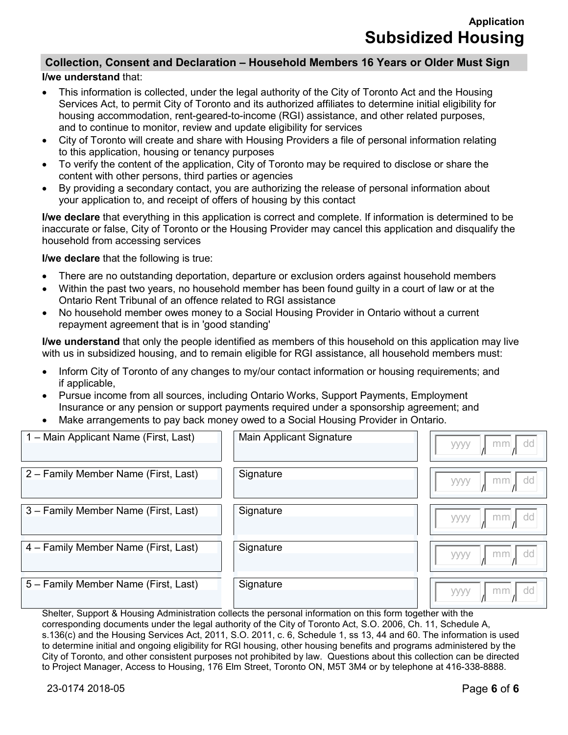**Application**

# Subsidized Housing

## Collection, Consent and Declaration – Household Members 16 Years or Older Must Sign

**I/we understand** that:

- This information is collected, under the legal authority of the City of Toronto Act and the Housing Services Act, to permit City of Toronto and its authorized affiliates to determine initial eligibility for housing accommodation, rent-geared-to-income (RGI) assistance, and other related purposes, and to continue to monitor, review and update eligibility for services
- City of Toronto will create and share with Housing Providers a file of personal information relating to this application, housing or tenancy purposes
- To verify the content of the application, City of Toronto may be required to disclose or share the content with other persons, third parties or agencies
- By providing a secondary contact, you are authorizing the release of personal information about your application to, and receipt of offers of housing by this contact

**I/we declare** that everything in this application is correct and complete. If information is determined to be inaccurate or false, City of Toronto or the Housing Provider may cancel this application and disqualify the household from accessing services

**I/we declare** that the following is true:

- There are no outstanding deportation, departure or exclusion orders against household members
- Within the past two years, no household member has been found guilty in a court of law or at the Ontario Rent Tribunal of an offence related to RGI assistance
- No household member owes money to a Social Housing Provider in Ontario without a current repayment agreement that is in 'good standing'

**I/we understand** that only the people identified as members of this household on this application may live with us in subsidized housing, and to remain eligible for RGI assistance, all household members must:

- Inform City of Toronto of any changes to my/our contact information or housing requirements; and if applicable,
- Pursue income from all sources, including Ontario Works, Support Payments, Employment Insurance or any pension or support payments required under a sponsorship agreement; and
- Make arrangements to pay back money owed to a Social Housing Provider in Ontario.

| | | |
|---|---|---|
| 1 – Main Applicant Name (First, Last) | Main Applicant Signature | yyyy / mm / dd |
| 2 – Family Member Name (First, Last) | Signature | yyyy / mm / dd |
| 3 – Family Member Name (First, Last) | Signature | yyyy / mm / dd |
| 4 – Family Member Name (First, Last) | Signature | yyyy / mm / dd |
| 5 – Family Member Name (First, Last) | Signature | yyyy / mm / dd |

Shelter, Support & Housing Administration collects the personal information on this form together with the corresponding documents under the legal authority of the City of Toronto Act, S.O. 2006, Ch. 11, Schedule A, s.136(c) and the Housing Services Act, 2011, S.O. 2011, c. 6, Schedule 1, ss 13, 44 and 60. The information is used to determine initial and ongoing eligibility for RGI housing, other housing benefits and programs administered by the City of Toronto, and other consistent purposes not prohibited by law. Questions about this collection can be directed to Project Manager, Access to Housing, 176 Elm Street, Toronto ON, M5T 3M4 or by telephone at 416-338-8888.

23-0174 2018-05